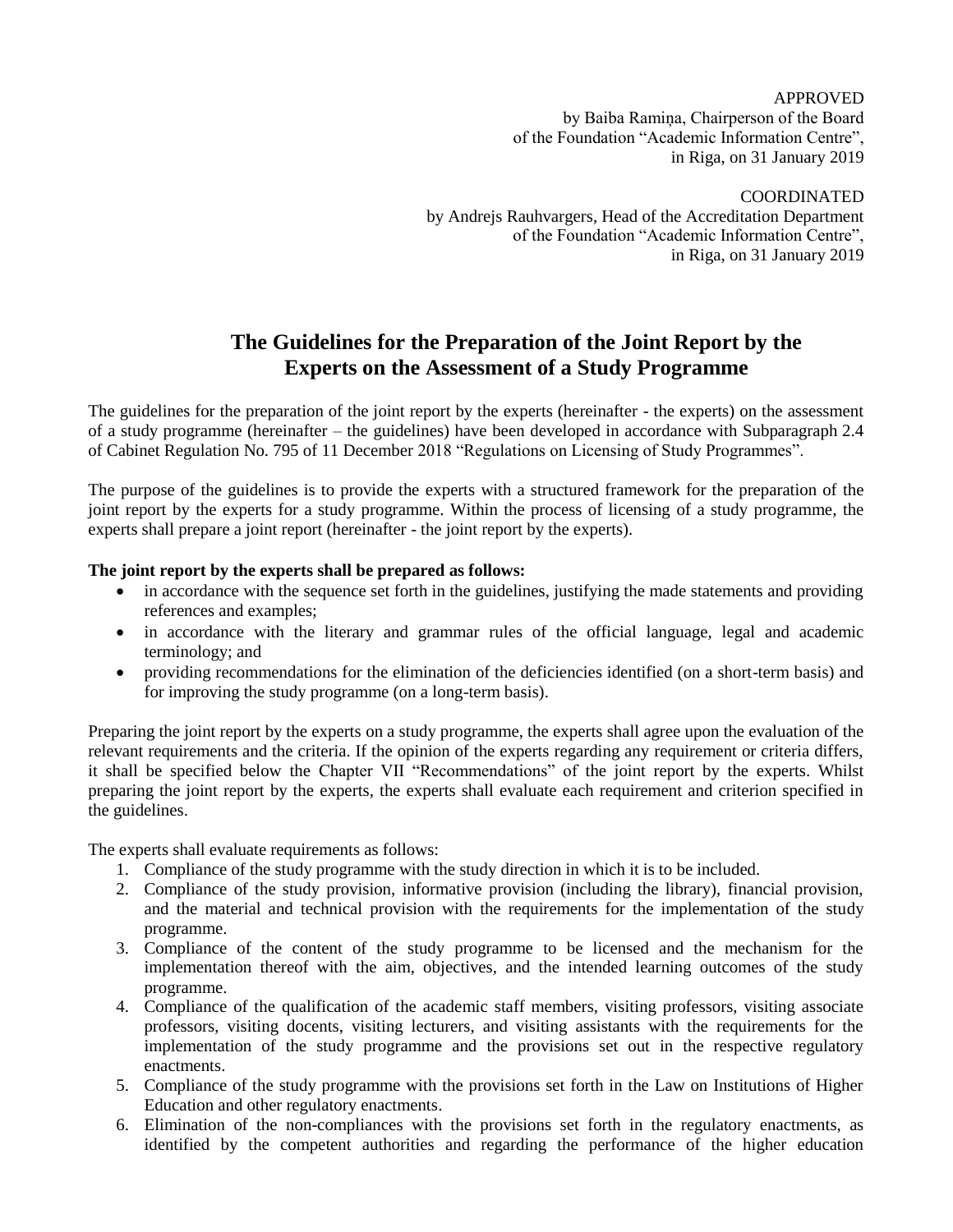APPROVED
by Baiba Ramiņa, Chairperson of the Board
of the Foundation "Academic Information Centre",
in Riga, on 31 January 2019

COORDINATED
by Andrejs Rauhvargers, Head of the Accreditation Department
of the Foundation "Academic Information Centre",
in Riga, on 31 January 2019

# The Guidelines for the Preparation of the Joint Report by the Experts on the Assessment of a Study Programme

The guidelines for the preparation of the joint report by the experts (hereinafter - the experts) on the assessment of a study programme (hereinafter – the guidelines) have been developed in accordance with Subparagraph 2.4 of Cabinet Regulation No. 795 of 11 December 2018 "Regulations on Licensing of Study Programmes".

The purpose of the guidelines is to provide the experts with a structured framework for the preparation of the joint report by the experts for a study programme. Within the process of licensing of a study programme, the experts shall prepare a joint report (hereinafter - the joint report by the experts).

**The joint report by the experts shall be prepared as follows:**

- in accordance with the sequence set forth in the guidelines, justifying the made statements and providing references and examples;
- in accordance with the literary and grammar rules of the official language, legal and academic terminology; and
- providing recommendations for the elimination of the deficiencies identified (on a short-term basis) and for improving the study programme (on a long-term basis).

Preparing the joint report by the experts on a study programme, the experts shall agree upon the evaluation of the relevant requirements and the criteria. If the opinion of the experts regarding any requirement or criteria differs, it shall be specified below the Chapter VII "Recommendations" of the joint report by the experts. Whilst preparing the joint report by the experts, the experts shall evaluate each requirement and criterion specified in the guidelines.

The experts shall evaluate requirements as follows:

1. Compliance of the study programme with the study direction in which it is to be included.
2. Compliance of the study provision, informative provision (including the library), financial provision, and the material and technical provision with the requirements for the implementation of the study programme.
3. Compliance of the content of the study programme to be licensed and the mechanism for the implementation thereof with the aim, objectives, and the intended learning outcomes of the study programme.
4. Compliance of the qualification of the academic staff members, visiting professors, visiting associate professors, visiting docents, visiting lecturers, and visiting assistants with the requirements for the implementation of the study programme and the provisions set out in the respective regulatory enactments.
5. Compliance of the study programme with the provisions set forth in the Law on Institutions of Higher Education and other regulatory enactments.
6. Elimination of the non-compliances with the provisions set forth in the regulatory enactments, as identified by the competent authorities and regarding the performance of the higher education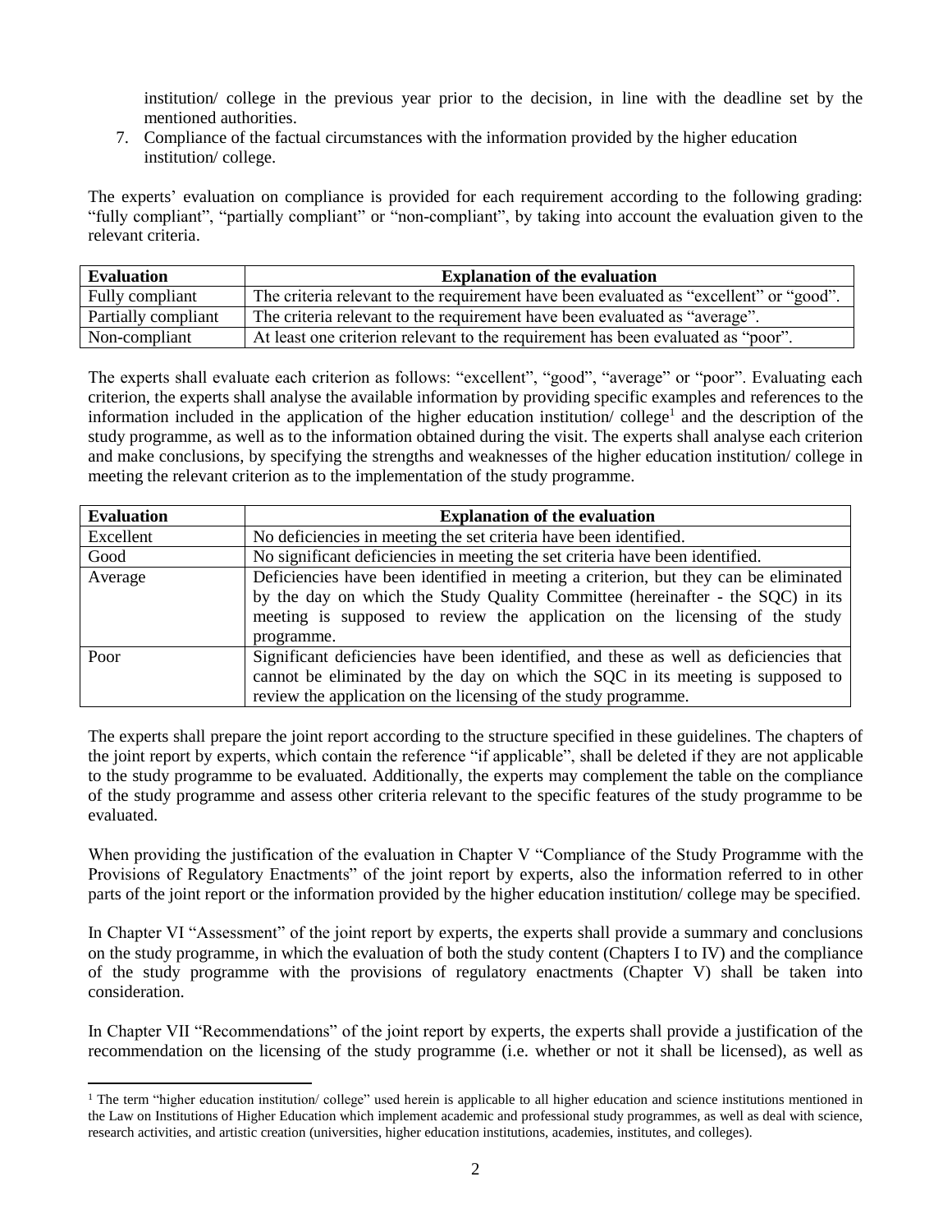institution/ college in the previous year prior to the decision, in line with the deadline set by the mentioned authorities.

7. Compliance of the factual circumstances with the information provided by the higher education institution/ college.

The experts' evaluation on compliance is provided for each requirement according to the following grading: "fully compliant", "partially compliant" or "non-compliant", by taking into account the evaluation given to the relevant criteria.

| Evaluation | Explanation of the evaluation |
|---|---|
| Fully compliant | The criteria relevant to the requirement have been evaluated as "excellent" or "good". |
| Partially compliant | The criteria relevant to the requirement have been evaluated as "average". |
| Non-compliant | At least one criterion relevant to the requirement has been evaluated as "poor". |

The experts shall evaluate each criterion as follows: "excellent", "good", "average" or "poor". Evaluating each criterion, the experts shall analyse the available information by providing specific examples and references to the information included in the application of the higher education institution/ college[1] and the description of the study programme, as well as to the information obtained during the visit. The experts shall analyse each criterion and make conclusions, by specifying the strengths and weaknesses of the higher education institution/ college in meeting the relevant criterion as to the implementation of the study programme.

| Evaluation | Explanation of the evaluation |
|---|---|
| Excellent | No deficiencies in meeting the set criteria have been identified. |
| Good | No significant deficiencies in meeting the set criteria have been identified. |
| Average | Deficiencies have been identified in meeting a criterion, but they can be eliminated by the day on which the Study Quality Committee (hereinafter - the SQC) in its meeting is supposed to review the application on the licensing of the study programme. |
| Poor | Significant deficiencies have been identified, and these as well as deficiencies that cannot be eliminated by the day on which the SQC in its meeting is supposed to review the application on the licensing of the study programme. |

The experts shall prepare the joint report according to the structure specified in these guidelines. The chapters of the joint report by experts, which contain the reference "if applicable", shall be deleted if they are not applicable to the study programme to be evaluated. Additionally, the experts may complement the table on the compliance of the study programme and assess other criteria relevant to the specific features of the study programme to be evaluated.

When providing the justification of the evaluation in Chapter V "Compliance of the Study Programme with the Provisions of Regulatory Enactments" of the joint report by experts, also the information referred to in other parts of the joint report or the information provided by the higher education institution/ college may be specified.

In Chapter VI "Assessment" of the joint report by experts, the experts shall provide a summary and conclusions on the study programme, in which the evaluation of both the study content (Chapters I to IV) and the compliance of the study programme with the provisions of regulatory enactments (Chapter V) shall be taken into consideration.

In Chapter VII "Recommendations" of the joint report by experts, the experts shall provide a justification of the recommendation on the licensing of the study programme (i.e. whether or not it shall be licensed), as well as

[1] The term "higher education institution/ college" used herein is applicable to all higher education and science institutions mentioned in the Law on Institutions of Higher Education which implement academic and professional study programmes, as well as deal with science, research activities, and artistic creation (universities, higher education institutions, academies, institutes, and colleges).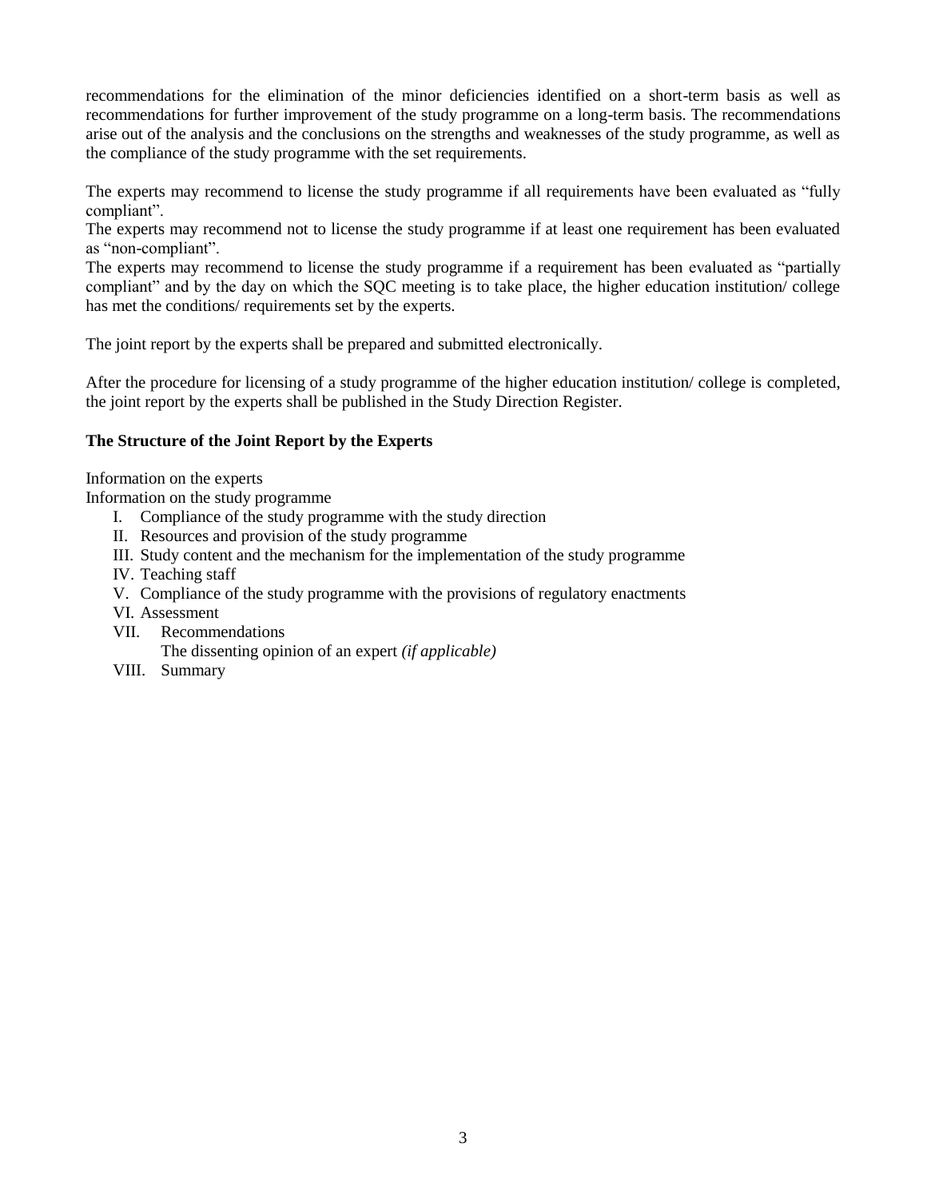recommendations for the elimination of the minor deficiencies identified on a short-term basis as well as recommendations for further improvement of the study programme on a long-term basis. The recommendations arise out of the analysis and the conclusions on the strengths and weaknesses of the study programme, as well as the compliance of the study programme with the set requirements.

The experts may recommend to license the study programme if all requirements have been evaluated as "fully compliant".
The experts may recommend not to license the study programme if at least one requirement has been evaluated as "non-compliant".
The experts may recommend to license the study programme if a requirement has been evaluated as "partially compliant" and by the day on which the SQC meeting is to take place, the higher education institution/ college has met the conditions/ requirements set by the experts.

The joint report by the experts shall be prepared and submitted electronically.

After the procedure for licensing of a study programme of the higher education institution/ college is completed, the joint report by the experts shall be published in the Study Direction Register.

**The Structure of the Joint Report by the Experts**

Information on the experts
Information on the study programme

I. Compliance of the study programme with the study direction
II. Resources and provision of the study programme
III. Study content and the mechanism for the implementation of the study programme
IV. Teaching staff
V. Compliance of the study programme with the provisions of regulatory enactments
VI. Assessment
VII. Recommendations
   The dissenting opinion of an expert *(if applicable)*
VIII. Summary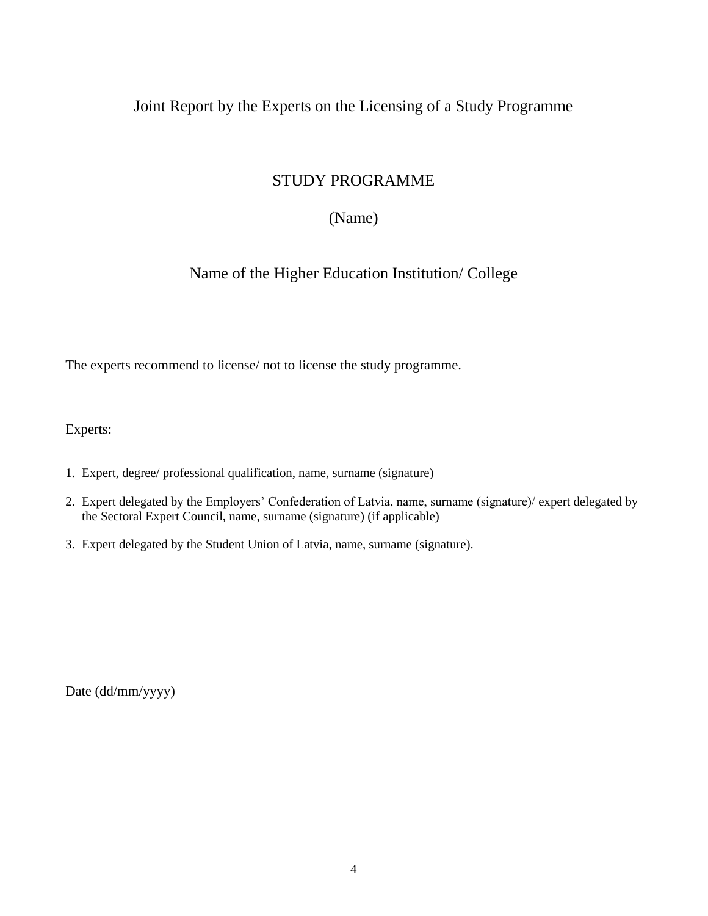# Joint Report by the Experts on the Licensing of a Study Programme

## STUDY PROGRAMME

## (Name)

## Name of the Higher Education Institution/ College

The experts recommend to license/ not to license the study programme.

Experts:

1. Expert, degree/ professional qualification, name, surname (signature)
2. Expert delegated by the Employers' Confederation of Latvia, name, surname (signature)/ expert delegated by the Sectoral Expert Council, name, surname (signature) (if applicable)
3. Expert delegated by the Student Union of Latvia, name, surname (signature).

Date (dd/mm/yyyy)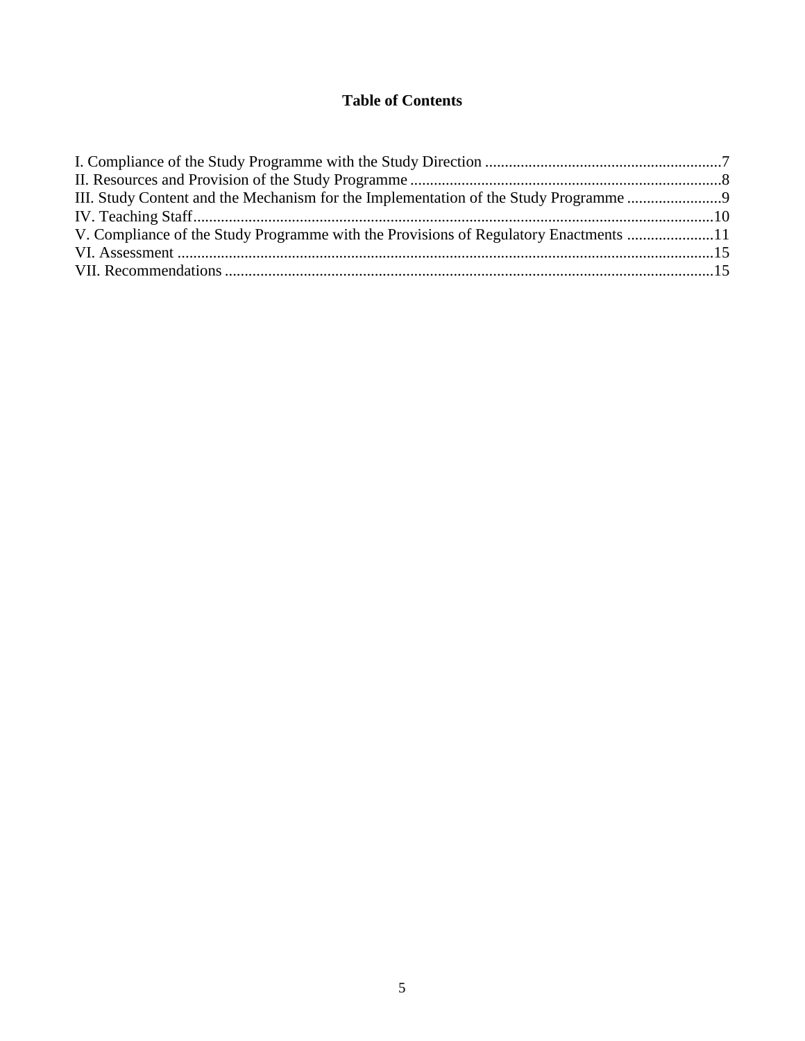# Table of Contents

I. Compliance of the Study Programme with the Study Direction ..........................................................7
II. Resources and Provision of the Study Programme ..............................................................................8
III. Study Content and the Mechanism for the Implementation of the Study Programme ........................9
IV. Teaching Staff..................................................................................................................................10
V. Compliance of the Study Programme with the Provisions of Regulatory Enactments ......................11
VI. Assessment ......................................................................................................................................15
VII. Recommendations ..........................................................................................................................15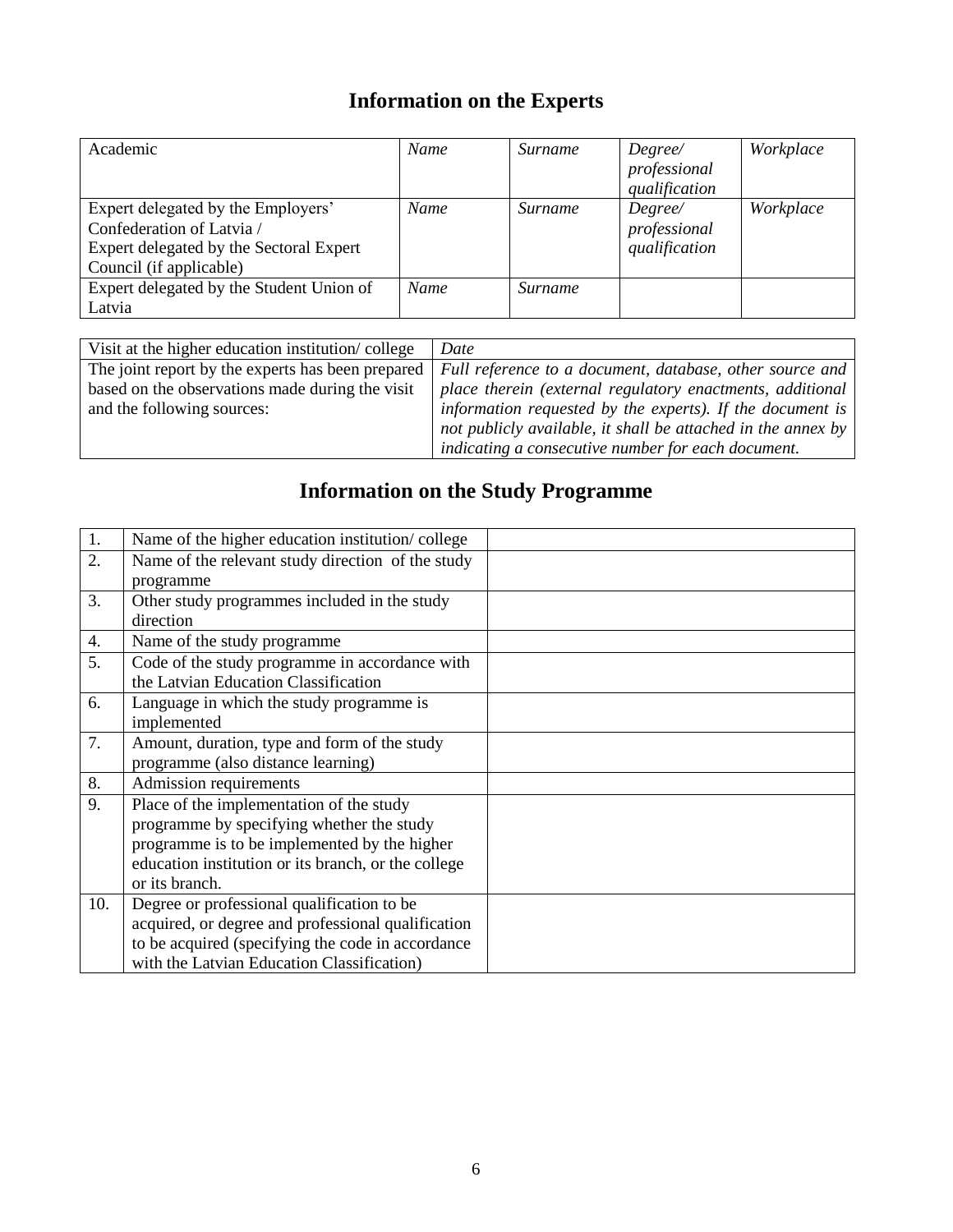## Information on the Experts

| Academic | *Name* | *Surname* | *Degree/ professional qualification* | *Workplace* |
|---|---|---|---|---|
| Expert delegated by the Employers' Confederation of Latvia / Expert delegated by the Sectoral Expert Council (if applicable) | *Name* | *Surname* | *Degree/ professional qualification* | *Workplace* |
| Expert delegated by the Student Union of Latvia | *Name* | *Surname* | | |

| Visit at the higher education institution/ college | *Date* |
|---|---|
| The joint report by the experts has been prepared based on the observations made during the visit and the following sources: | *Full reference to a document, database, other source and place therein (external regulatory enactments, additional information requested by the experts). If the document is not publicly available, it shall be attached in the annex by indicating a consecutive number for each document.* |

## Information on the Study Programme

| | | |
|---|---|---|
| 1. | Name of the higher education institution/ college | |
| 2. | Name of the relevant study direction of the study programme | |
| 3. | Other study programmes included in the study direction | |
| 4. | Name of the study programme | |
| 5. | Code of the study programme in accordance with the Latvian Education Classification | |
| 6. | Language in which the study programme is implemented | |
| 7. | Amount, duration, type and form of the study programme (also distance learning) | |
| 8. | Admission requirements | |
| 9. | Place of the implementation of the study programme by specifying whether the study programme is to be implemented by the higher education institution or its branch, or the college or its branch. | |
| 10. | Degree or professional qualification to be acquired, or degree and professional qualification to be acquired (specifying the code in accordance with the Latvian Education Classification) | |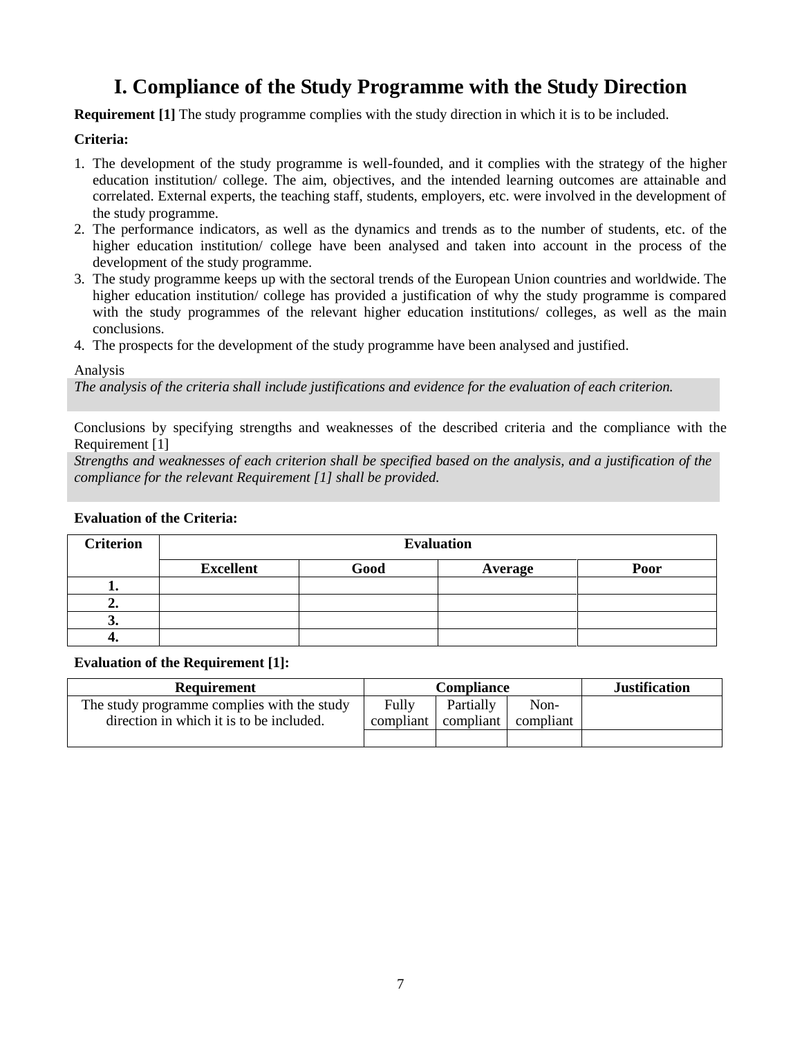# I. Compliance of the Study Programme with the Study Direction

**Requirement [1]** The study programme complies with the study direction in which it is to be included.

**Criteria:**

1. The development of the study programme is well-founded, and it complies with the strategy of the higher education institution/ college. The aim, objectives, and the intended learning outcomes are attainable and correlated. External experts, the teaching staff, students, employers, etc. were involved in the development of the study programme.
2. The performance indicators, as well as the dynamics and trends as to the number of students, etc. of the higher education institution/ college have been analysed and taken into account in the process of the development of the study programme.
3. The study programme keeps up with the sectoral trends of the European Union countries and worldwide. The higher education institution/ college has provided a justification of why the study programme is compared with the study programmes of the relevant higher education institutions/ colleges, as well as the main conclusions.
4. The prospects for the development of the study programme have been analysed and justified.

Analysis

*The analysis of the criteria shall include justifications and evidence for the evaluation of each criterion.*

Conclusions by specifying strengths and weaknesses of the described criteria and the compliance with the Requirement [1]

*Strengths and weaknesses of each criterion shall be specified based on the analysis, and a justification of the compliance for the relevant Requirement [1] shall be provided.*

**Evaluation of the Criteria:**

| Criterion | Evaluation | | | |
|---|---|---|---|---|
| | **Excellent** | **Good** | **Average** | **Poor** |
| **1.** | | | | |
| **2.** | | | | |
| **3.** | | | | |
| **4.** | | | | |

**Evaluation of the Requirement [1]:**

| Requirement | Compliance | | | Justification |
|---|---|---|---|---|
| The study programme complies with the study direction in which it is to be included. | Fully compliant | Partially compliant | Non-compliant | |
| | | | | |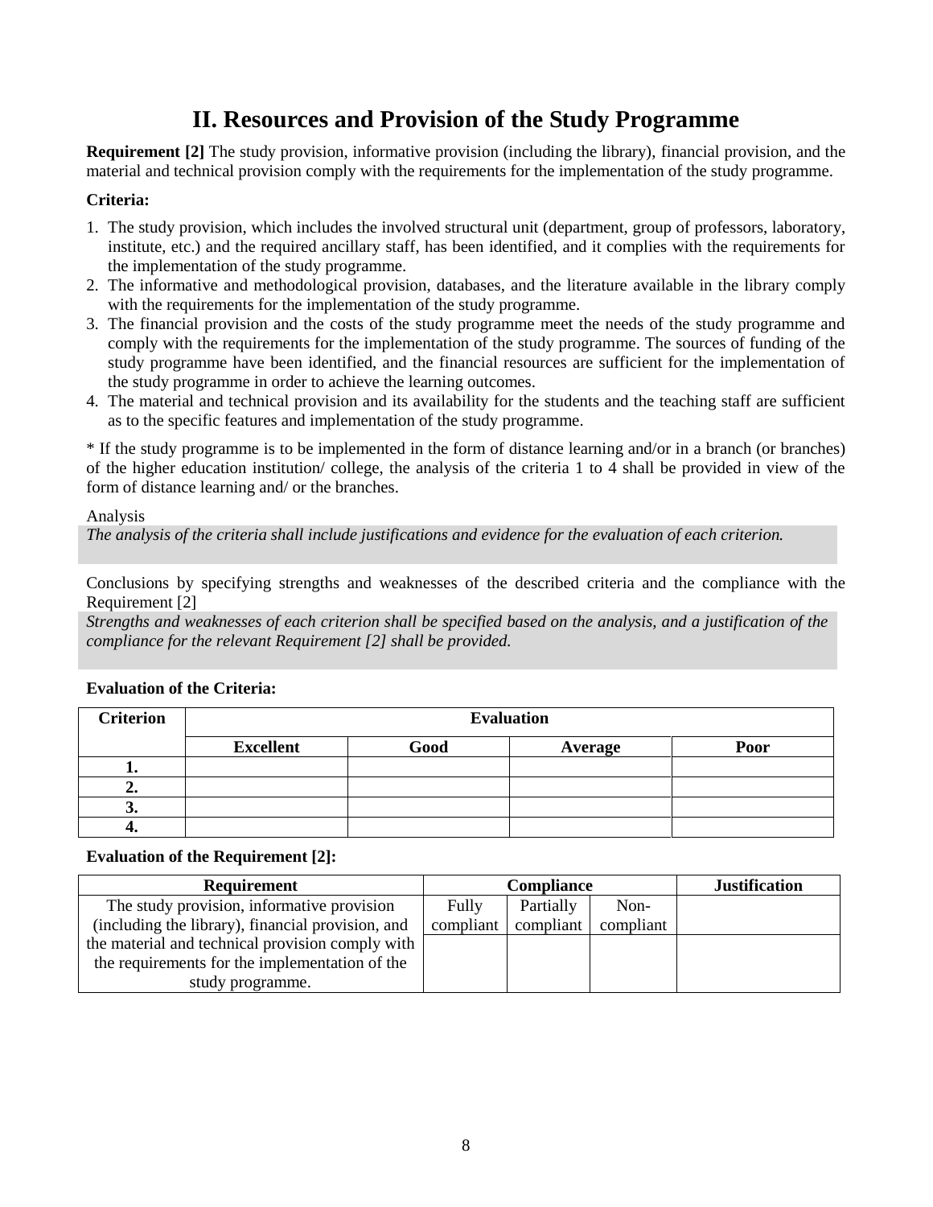# II. Resources and Provision of the Study Programme

**Requirement [2]** The study provision, informative provision (including the library), financial provision, and the material and technical provision comply with the requirements for the implementation of the study programme.

**Criteria:**

1. The study provision, which includes the involved structural unit (department, group of professors, laboratory, institute, etc.) and the required ancillary staff, has been identified, and it complies with the requirements for the implementation of the study programme.
2. The informative and methodological provision, databases, and the literature available in the library comply with the requirements for the implementation of the study programme.
3. The financial provision and the costs of the study programme meet the needs of the study programme and comply with the requirements for the implementation of the study programme. The sources of funding of the study programme have been identified, and the financial resources are sufficient for the implementation of the study programme in order to achieve the learning outcomes.
4. The material and technical provision and its availability for the students and the teaching staff are sufficient as to the specific features and implementation of the study programme.

* If the study programme is to be implemented in the form of distance learning and/or in a branch (or branches) of the higher education institution/ college, the analysis of the criteria 1 to 4 shall be provided in view of the form of distance learning and/ or the branches.

Analysis

*The analysis of the criteria shall include justifications and evidence for the evaluation of each criterion.*

Conclusions by specifying strengths and weaknesses of the described criteria and the compliance with the Requirement [2]

*Strengths and weaknesses of each criterion shall be specified based on the analysis, and a justification of the compliance for the relevant Requirement [2] shall be provided.*

**Evaluation of the Criteria:**

| Criterion | Evaluation | | | |
|---|---|---|---|---|
| | **Excellent** | **Good** | **Average** | **Poor** |
| **1.** | | | | |
| **2.** | | | | |
| **3.** | | | | |
| **4.** | | | | |

**Evaluation of the Requirement [2]:**

| Requirement | Compliance | | | Justification |
|---|---|---|---|---|
| The study provision, informative provision (including the library), financial provision, and the material and technical provision comply with the requirements for the implementation of the study programme. | Fully compliant | Partially compliant | Non-compliant | |
| | | | | |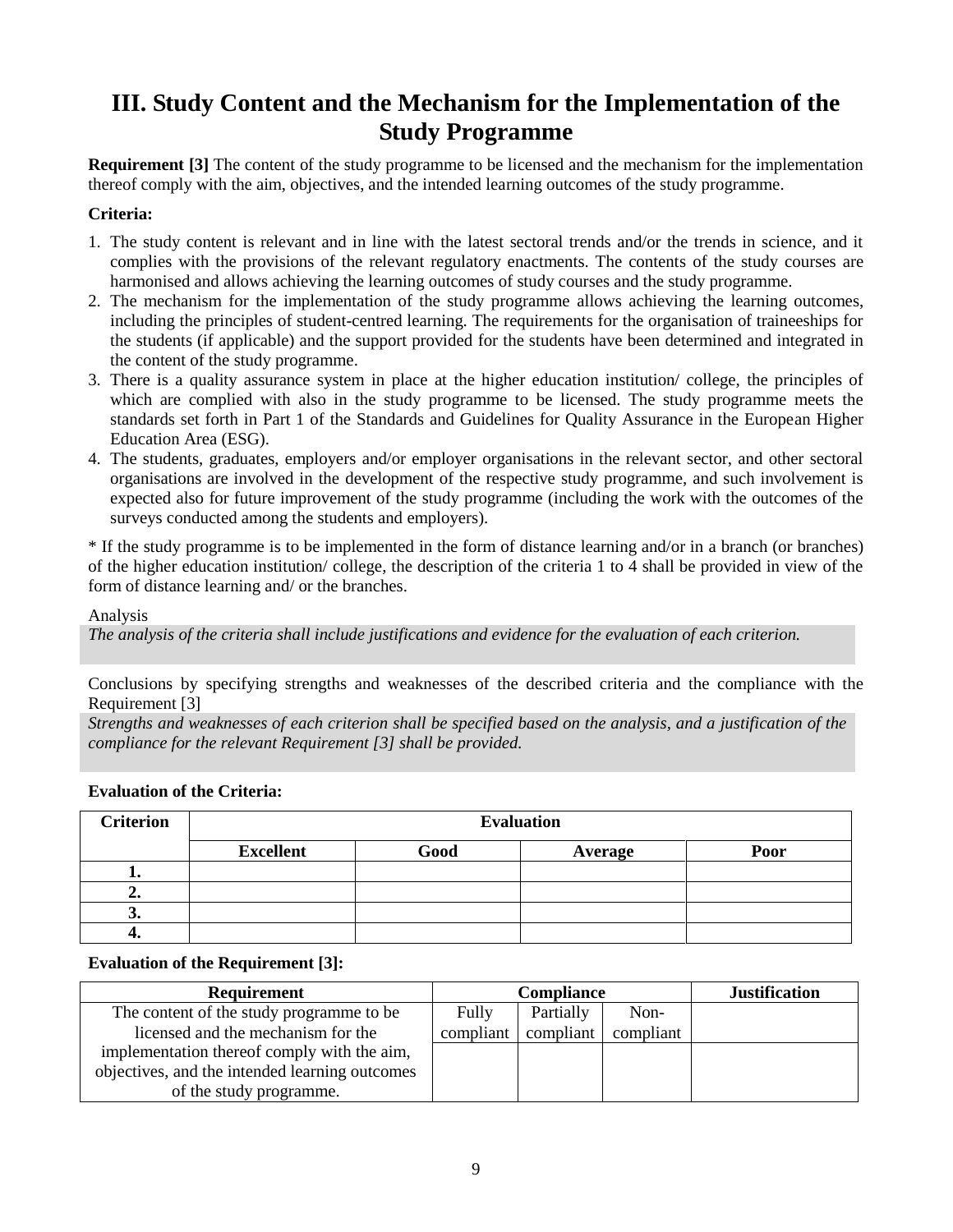# III. Study Content and the Mechanism for the Implementation of the Study Programme

**Requirement [3]** The content of the study programme to be licensed and the mechanism for the implementation thereof comply with the aim, objectives, and the intended learning outcomes of the study programme.

**Criteria:**

1. The study content is relevant and in line with the latest sectoral trends and/or the trends in science, and it complies with the provisions of the relevant regulatory enactments. The contents of the study courses are harmonised and allows achieving the learning outcomes of study courses and the study programme.
2. The mechanism for the implementation of the study programme allows achieving the learning outcomes, including the principles of student-centred learning. The requirements for the organisation of traineeships for the students (if applicable) and the support provided for the students have been determined and integrated in the content of the study programme.
3. There is a quality assurance system in place at the higher education institution/ college, the principles of which are complied with also in the study programme to be licensed. The study programme meets the standards set forth in Part 1 of the Standards and Guidelines for Quality Assurance in the European Higher Education Area (ESG).
4. The students, graduates, employers and/or employer organisations in the relevant sector, and other sectoral organisations are involved in the development of the respective study programme, and such involvement is expected also for future improvement of the study programme (including the work with the outcomes of the surveys conducted among the students and employers).

* If the study programme is to be implemented in the form of distance learning and/or in a branch (or branches) of the higher education institution/ college, the description of the criteria 1 to 4 shall be provided in view of the form of distance learning and/ or the branches.

Analysis

*The analysis of the criteria shall include justifications and evidence for the evaluation of each criterion.*

Conclusions by specifying strengths and weaknesses of the described criteria and the compliance with the Requirement [3]

*Strengths and weaknesses of each criterion shall be specified based on the analysis, and a justification of the compliance for the relevant Requirement [3] shall be provided.*

**Evaluation of the Criteria:**

| Criterion | Evaluation | | | |
|---|---|---|---|---|
| | **Excellent** | **Good** | **Average** | **Poor** |
| **1.** | | | | |
| **2.** | | | | |
| **3.** | | | | |
| **4.** | | | | |

**Evaluation of the Requirement [3]:**

| Requirement | Compliance | | | Justification |
|---|---|---|---|---|
| The content of the study programme to be licensed and the mechanism for the implementation thereof comply with the aim, objectives, and the intended learning outcomes of the study programme. | Fully compliant | Partially compliant | Non-compliant | |
| | | | | |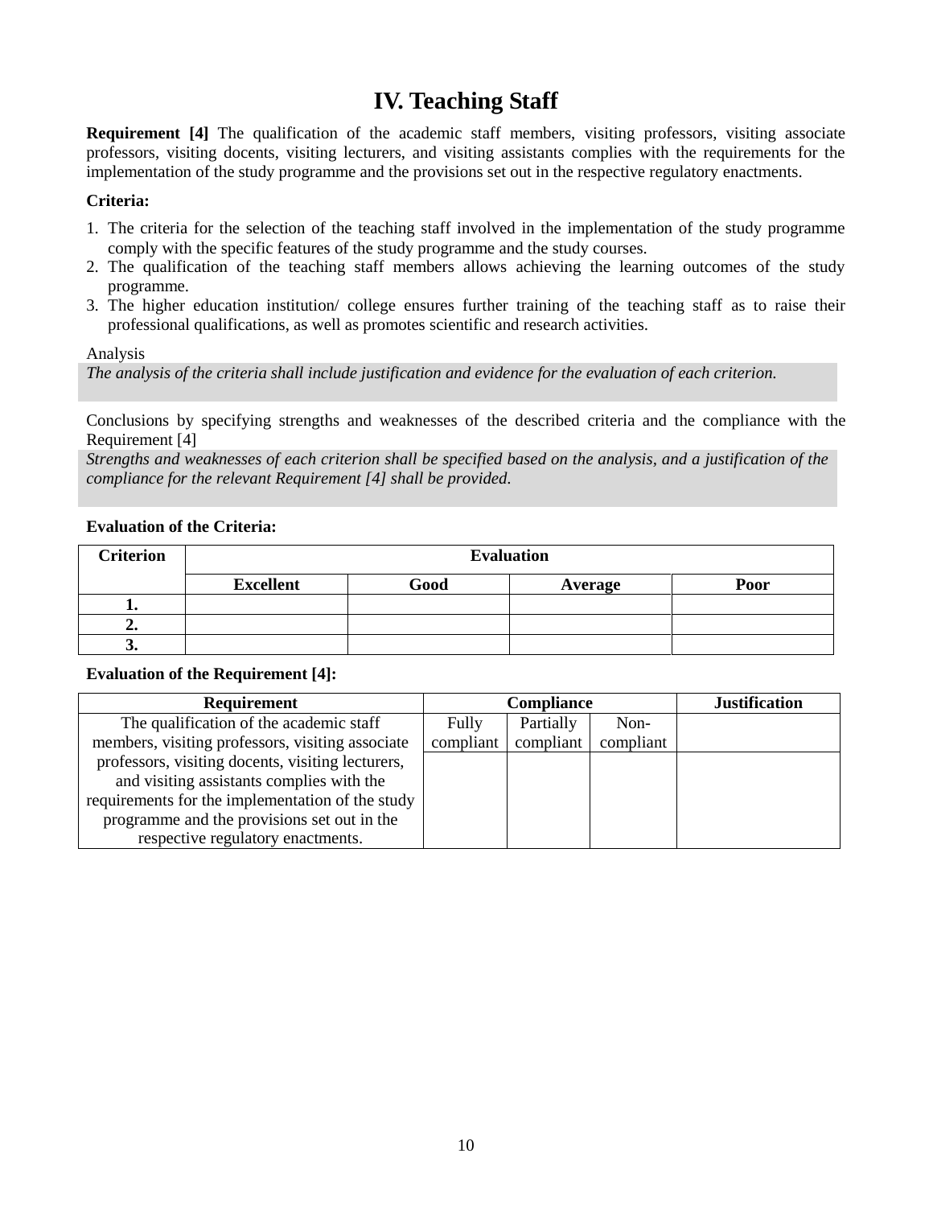# IV. Teaching Staff

**Requirement [4]** The qualification of the academic staff members, visiting professors, visiting associate professors, visiting docents, visiting lecturers, and visiting assistants complies with the requirements for the implementation of the study programme and the provisions set out in the respective regulatory enactments.

**Criteria:**

1. The criteria for the selection of the teaching staff involved in the implementation of the study programme comply with the specific features of the study programme and the study courses.
2. The qualification of the teaching staff members allows achieving the learning outcomes of the study programme.
3. The higher education institution/ college ensures further training of the teaching staff as to raise their professional qualifications, as well as promotes scientific and research activities.

Analysis

*The analysis of the criteria shall include justification and evidence for the evaluation of each criterion.*

Conclusions by specifying strengths and weaknesses of the described criteria and the compliance with the Requirement [4]

*Strengths and weaknesses of each criterion shall be specified based on the analysis, and a justification of the compliance for the relevant Requirement [4] shall be provided.*

**Evaluation of the Criteria:**

| Criterion | Evaluation | | | |
|---|---|---|---|---|
| | **Excellent** | **Good** | **Average** | **Poor** |
| **1.** | | | | |
| **2.** | | | | |
| **3.** | | | | |

**Evaluation of the Requirement [4]:**

| Requirement | Compliance | | | Justification |
|---|---|---|---|---|
| The qualification of the academic staff members, visiting professors, visiting associate professors, visiting docents, visiting lecturers, and visiting assistants complies with the requirements for the implementation of the study programme and the provisions set out in the respective regulatory enactments. | Fully compliant | Partially compliant | Non-compliant | |
| | | | | |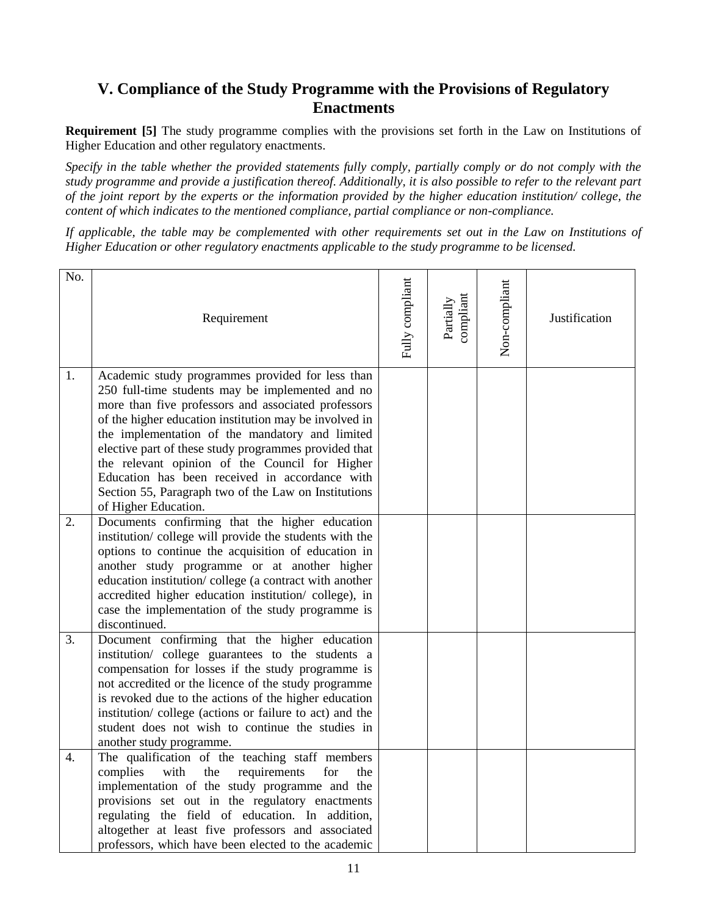## V. Compliance of the Study Programme with the Provisions of Regulatory Enactments

**Requirement [5]** The study programme complies with the provisions set forth in the Law on Institutions of Higher Education and other regulatory enactments.

*Specify in the table whether the provided statements fully comply, partially comply or do not comply with the study programme and provide a justification thereof. Additionally, it is also possible to refer to the relevant part of the joint report by the experts or the information provided by the higher education institution/ college, the content of which indicates to the mentioned compliance, partial compliance or non-compliance.*

*If applicable, the table may be complemented with other requirements set out in the Law on Institutions of Higher Education or other regulatory enactments applicable to the study programme to be licensed.*

| No. | Requirement | Fully compliant | Partially compliant | Non-compliant | Justification |
|---|---|---|---|---|---|
| 1. | Academic study programmes provided for less than 250 full-time students may be implemented and no more than five professors and associated professors of the higher education institution may be involved in the implementation of the mandatory and limited elective part of these study programmes provided that the relevant opinion of the Council for Higher Education has been received in accordance with Section 55, Paragraph two of the Law on Institutions of Higher Education. | | | | |
| 2. | Documents confirming that the higher education institution/ college will provide the students with the options to continue the acquisition of education in another study programme or at another higher education institution/ college (a contract with another accredited higher education institution/ college), in case the implementation of the study programme is discontinued. | | | | |
| 3. | Document confirming that the higher education institution/ college guarantees to the students a compensation for losses if the study programme is not accredited or the licence of the study programme is revoked due to the actions of the higher education institution/ college (actions or failure to act) and the student does not wish to continue the studies in another study programme. | | | | |
| 4. | The qualification of the teaching staff members complies with the requirements for the implementation of the study programme and the provisions set out in the regulatory enactments regulating the field of education. In addition, altogether at least five professors and associated professors, which have been elected to the academic | | | | |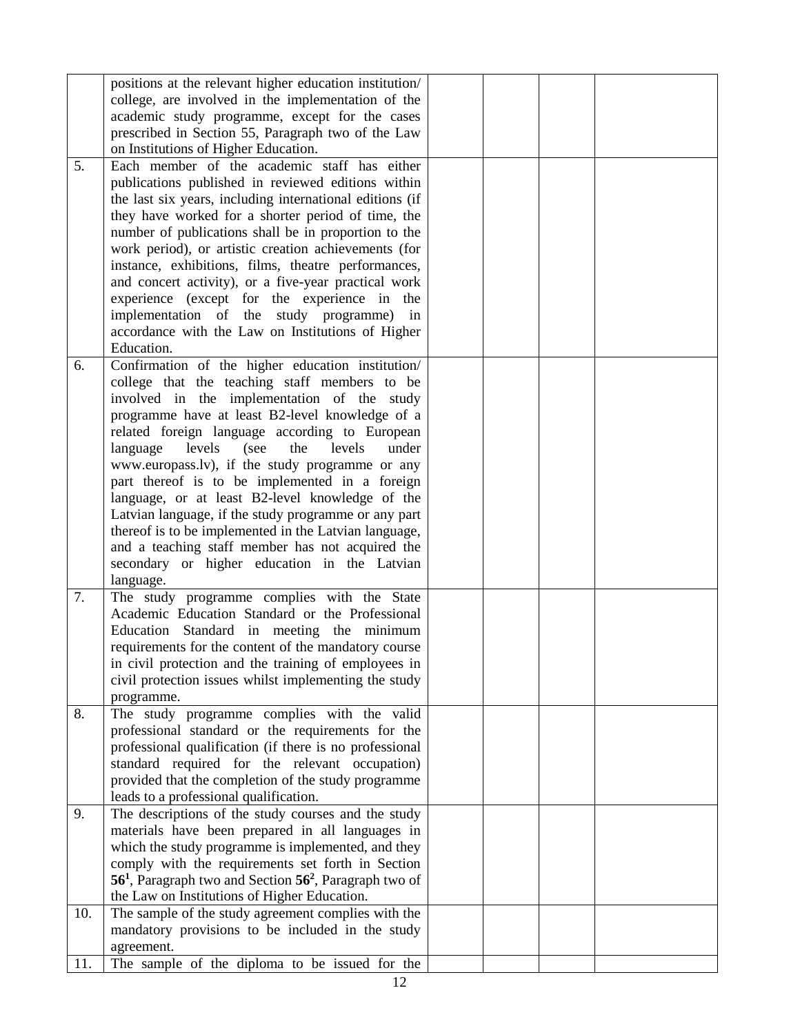| | | | | | |
|---|---|---|---|---|---|
| | positions at the relevant higher education institution/ college, are involved in the implementation of the academic study programme, except for the cases prescribed in Section 55, Paragraph two of the Law on Institutions of Higher Education. | | | | |
| 5. | Each member of the academic staff has either publications published in reviewed editions within the last six years, including international editions (if they have worked for a shorter period of time, the number of publications shall be in proportion to the work period), or artistic creation achievements (for instance, exhibitions, films, theatre performances, and concert activity), or a five-year practical work experience (except for the experience in the implementation of the study programme) in accordance with the Law on Institutions of Higher Education. | | | | |
| 6. | Confirmation of the higher education institution/ college that the teaching staff members to be involved in the implementation of the study programme have at least B2-level knowledge of a related foreign language according to European language levels (see the levels under www.europass.lv), if the study programme or any part thereof is to be implemented in a foreign language, or at least B2-level knowledge of the Latvian language, if the study programme or any part thereof is to be implemented in the Latvian language, and a teaching staff member has not acquired the secondary or higher education in the Latvian language. | | | | |
| 7. | The study programme complies with the State Academic Education Standard or the Professional Education Standard in meeting the minimum requirements for the content of the mandatory course in civil protection and the training of employees in civil protection issues whilst implementing the study programme. | | | | |
| 8. | The study programme complies with the valid professional standard or the requirements for the professional qualification (if there is no professional standard required for the relevant occupation) provided that the completion of the study programme leads to a professional qualification. | | | | |
| 9. | The descriptions of the study courses and the study materials have been prepared in all languages in which the study programme is implemented, and they comply with the requirements set forth in Section **56[1]**, Paragraph two and Section **56[2]**, Paragraph two of the Law on Institutions of Higher Education. | | | | |
| 10. | The sample of the study agreement complies with the mandatory provisions to be included in the study agreement. | | | | |
| 11. | The sample of the diploma to be issued for the | | | | |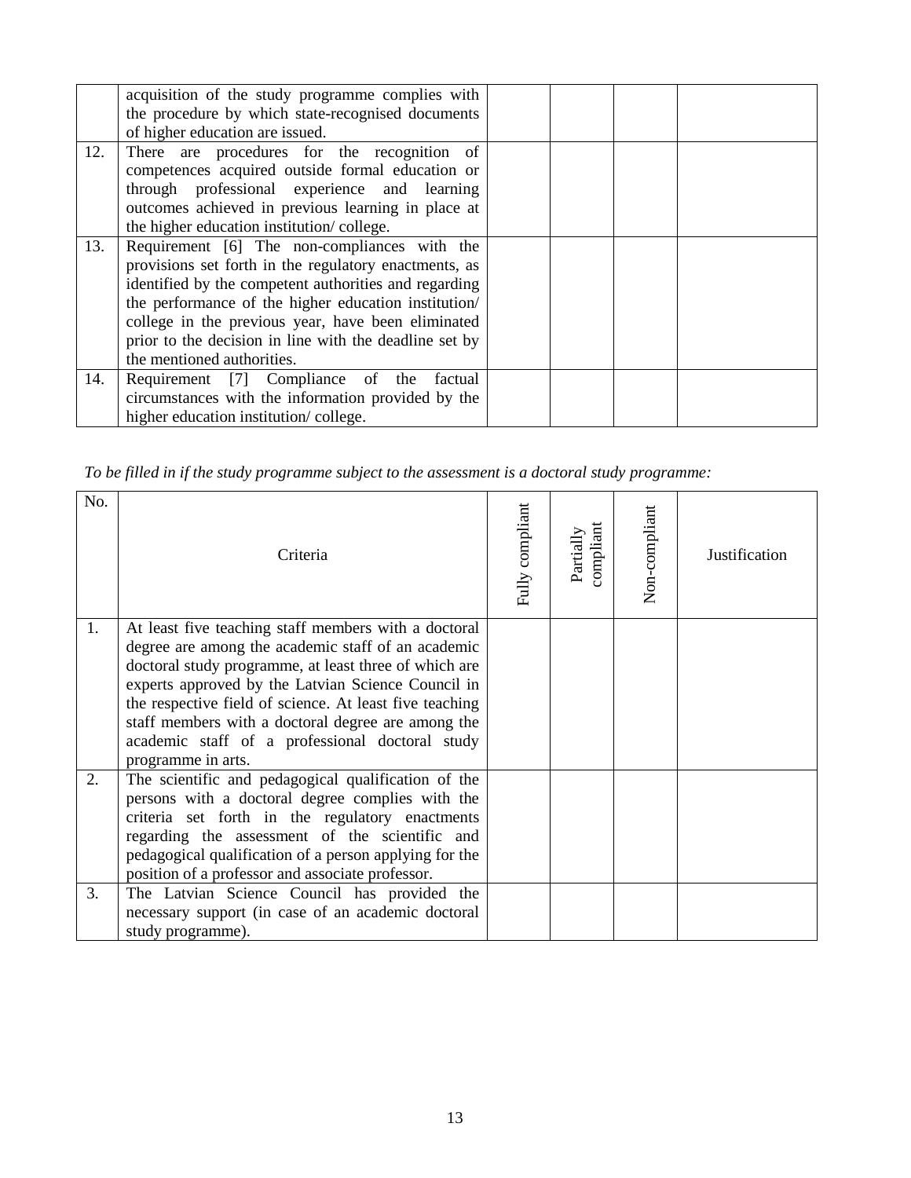|  |  |  |  |  |  |
| --- | --- | --- | --- | --- | --- |
|  | acquisition of the study programme complies with the procedure by which state-recognised documents of higher education are issued. |  |  |  |  |
| 12. | There are procedures for the recognition of competences acquired outside formal education or through professional experience and learning outcomes achieved in previous learning in place at the higher education institution/ college. |  |  |  |  |
| 13. | Requirement [6] The non-compliances with the provisions set forth in the regulatory enactments, as identified by the competent authorities and regarding the performance of the higher education institution/ college in the previous year, have been eliminated prior to the decision in line with the deadline set by the mentioned authorities. |  |  |  |  |
| 14. | Requirement [7] Compliance of the factual circumstances with the information provided by the higher education institution/ college. |  |  |  |  |

*To be filled in if the study programme subject to the assessment is a doctoral study programme:*

| No. | Criteria | Fully compliant | Partially compliant | Non-compliant | Justification |
| --- | --- | --- | --- | --- | --- |
| 1. | At least five teaching staff members with a doctoral degree are among the academic staff of an academic doctoral study programme, at least three of which are experts approved by the Latvian Science Council in the respective field of science. At least five teaching staff members with a doctoral degree are among the academic staff of a professional doctoral study programme in arts. |  |  |  |  |
| 2. | The scientific and pedagogical qualification of the persons with a doctoral degree complies with the criteria set forth in the regulatory enactments regarding the assessment of the scientific and pedagogical qualification of a person applying for the position of a professor and associate professor. |  |  |  |  |
| 3. | The Latvian Science Council has provided the necessary support (in case of an academic doctoral study programme). |  |  |  |  |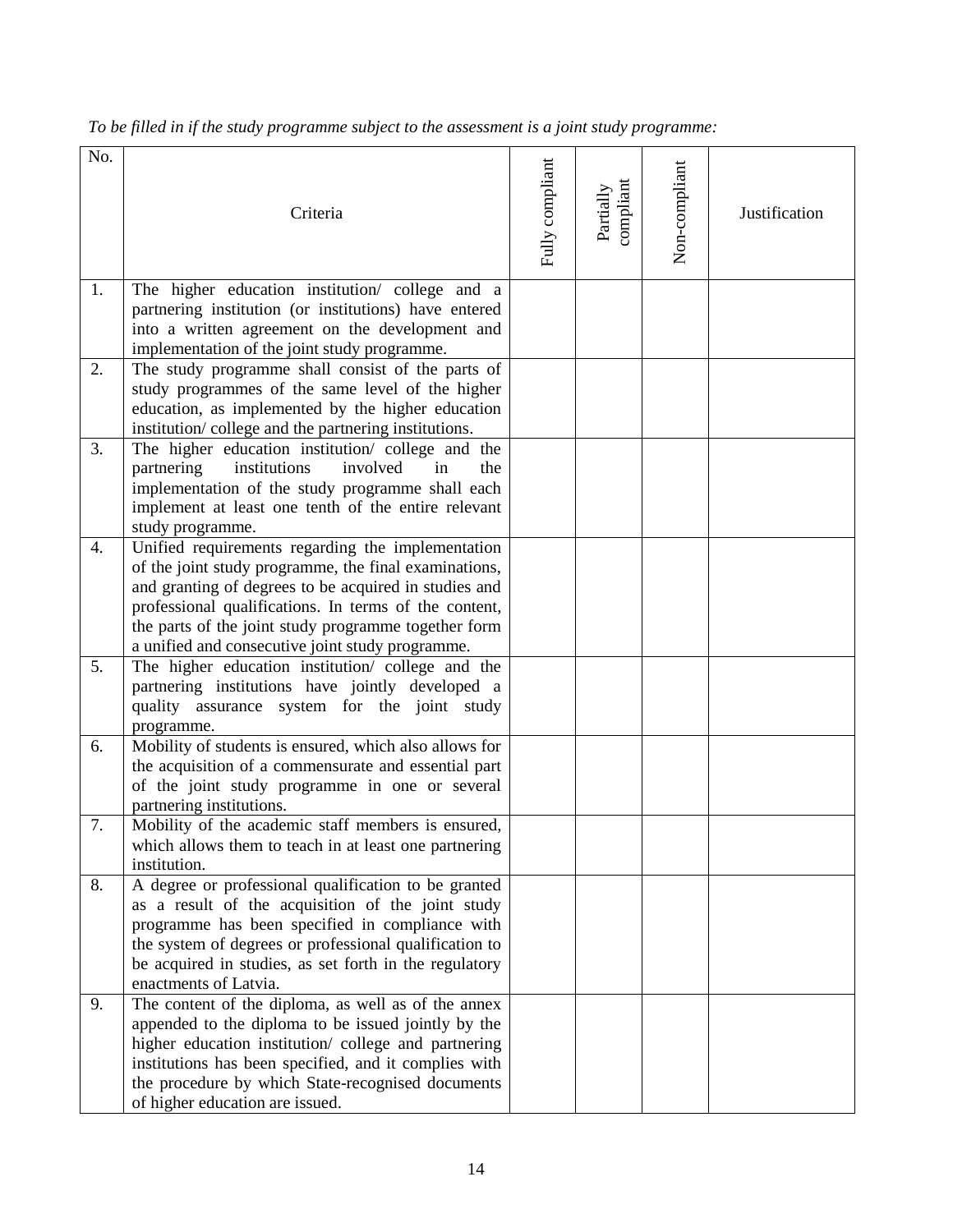*To be filled in if the study programme subject to the assessment is a joint study programme:*

| No. | Criteria | Fully compliant | Partially compliant | Non-compliant | Justification |
|---|---|---|---|---|---|
| 1. | The higher education institution/ college and a partnering institution (or institutions) have entered into a written agreement on the development and implementation of the joint study programme. | | | | |
| 2. | The study programme shall consist of the parts of study programmes of the same level of the higher education, as implemented by the higher education institution/ college and the partnering institutions. | | | | |
| 3. | The higher education institution/ college and the partnering institutions involved in the implementation of the study programme shall each implement at least one tenth of the entire relevant study programme. | | | | |
| 4. | Unified requirements regarding the implementation of the joint study programme, the final examinations, and granting of degrees to be acquired in studies and professional qualifications. In terms of the content, the parts of the joint study programme together form a unified and consecutive joint study programme. | | | | |
| 5. | The higher education institution/ college and the partnering institutions have jointly developed a quality assurance system for the joint study programme. | | | | |
| 6. | Mobility of students is ensured, which also allows for the acquisition of a commensurate and essential part of the joint study programme in one or several partnering institutions. | | | | |
| 7. | Mobility of the academic staff members is ensured, which allows them to teach in at least one partnering institution. | | | | |
| 8. | A degree or professional qualification to be granted as a result of the acquisition of the joint study programme has been specified in compliance with the system of degrees or professional qualification to be acquired in studies, as set forth in the regulatory enactments of Latvia. | | | | |
| 9. | The content of the diploma, as well as of the annex appended to the diploma to be issued jointly by the higher education institution/ college and partnering institutions has been specified, and it complies with the procedure by which State-recognised documents of higher education are issued. | | | | |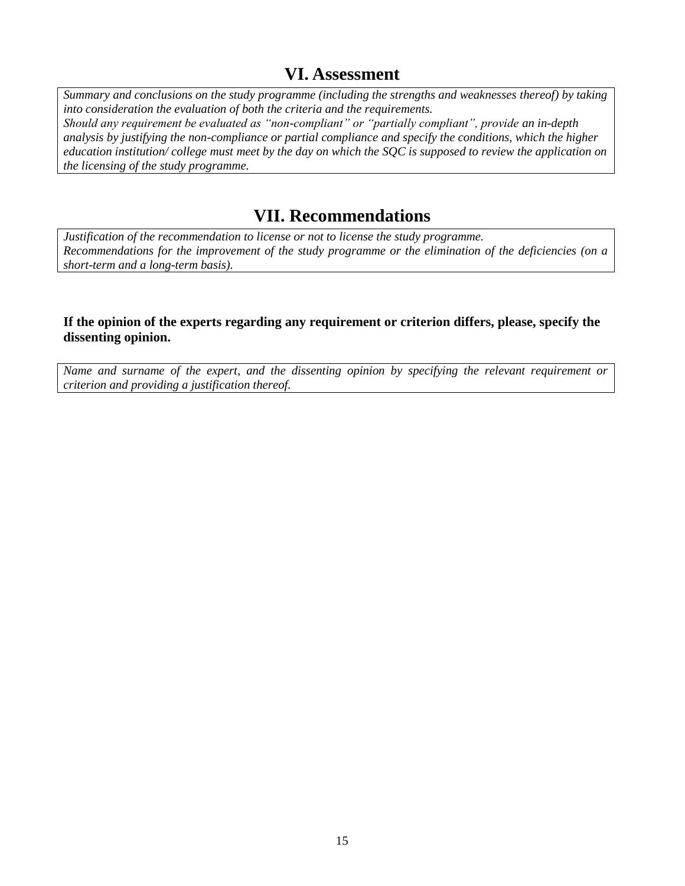## VI. Assessment

| *Summary and conclusions on the study programme (including the strengths and weaknesses thereof) by taking into consideration the evaluation of both the criteria and the requirements.*<br>*Should any requirement be evaluated as "non-compliant" or "partially compliant", provide* an in-depth *analysis by justifying the non-compliance or partial compliance and specify the conditions, which the higher education institution/ college must meet by the day on which the SQC is supposed to review the application on the licensing of the study programme.* |
|---|

## VII. Recommendations

| *Justification of the recommendation to license or not to license the study programme.*<br>*Recommendations for the improvement of the study programme or the elimination of the deficiencies (on a short-term and a long-term basis).* |
|---|

**If the opinion of the experts regarding any requirement or criterion differs, please, specify the dissenting opinion.**

| *Name and surname of the expert, and the dissenting opinion by specifying the relevant requirement or criterion and providing a justification thereof.* |
|---|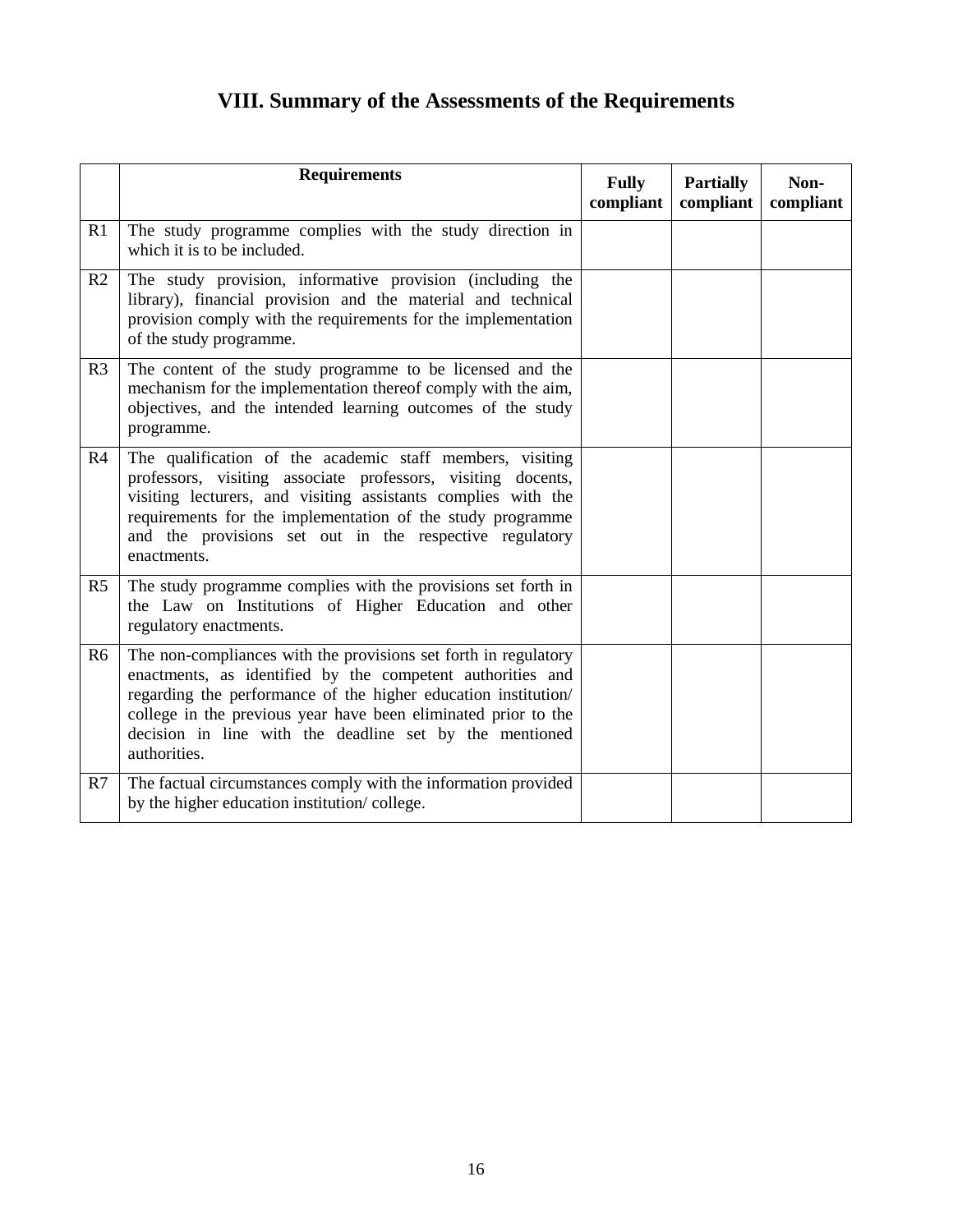# VIII. Summary of the Assessments of the Requirements

| | Requirements | Fully compliant | Partially compliant | Non-compliant |
|---|---|---|---|---|
| R1 | The study programme complies with the study direction in which it is to be included. | | | |
| R2 | The study provision, informative provision (including the library), financial provision and the material and technical provision comply with the requirements for the implementation of the study programme. | | | |
| R3 | The content of the study programme to be licensed and the mechanism for the implementation thereof comply with the aim, objectives, and the intended learning outcomes of the study programme. | | | |
| R4 | The qualification of the academic staff members, visiting professors, visiting associate professors, visiting docents, visiting lecturers, and visiting assistants complies with the requirements for the implementation of the study programme and the provisions set out in the respective regulatory enactments. | | | |
| R5 | The study programme complies with the provisions set forth in the Law on Institutions of Higher Education and other regulatory enactments. | | | |
| R6 | The non-compliances with the provisions set forth in regulatory enactments, as identified by the competent authorities and regarding the performance of the higher education institution/ college in the previous year have been eliminated prior to the decision in line with the deadline set by the mentioned authorities. | | | |
| R7 | The factual circumstances comply with the information provided by the higher education institution/ college. | | | |